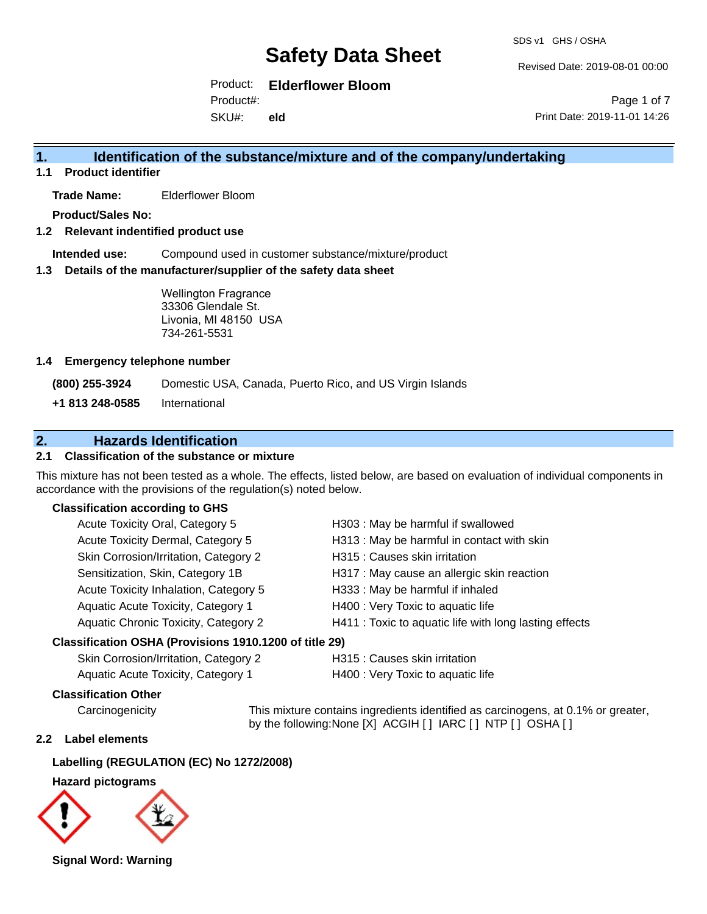# Safety Data Sheet

SDS v1 GHS / OSHA

Revised Date: 2019-08-01 00:00

Product: **Elderflower Bloom**
Product#:
SKU#: **eld**

Print Date: 2019-11-01 14:26

## 1. Identification of the substance/mixture and of the company/undertaking

### 1.1 Product identifier

**Trade Name:** Elderflower Bloom

**Product/Sales No:**

### 1.2 Relevant indentified product use

**Intended use:** Compound used in customer substance/mixture/product

### 1.3 Details of the manufacturer/supplier of the safety data sheet

Wellington Fragrance
33306 Glendale St.
Livonia, MI 48150 USA
734-261-5531

### 1.4 Emergency telephone number

**(800) 255-3924** Domestic USA, Canada, Puerto Rico, and US Virgin Islands

**+1 813 248-0585** International

## 2. Hazards Identification

### 2.1 Classification of the substance or mixture

This mixture has not been tested as a whole. The effects, listed below, are based on evaluation of individual components in accordance with the provisions of the regulation(s) noted below.

**Classification according to GHS**

| | |
|---|---|
| Acute Toxicity Oral, Category 5 | H303 : May be harmful if swallowed |
| Acute Toxicity Dermal, Category 5 | H313 : May be harmful in contact with skin |
| Skin Corrosion/Irritation, Category 2 | H315 : Causes skin irritation |
| Sensitization, Skin, Category 1B | H317 : May cause an allergic skin reaction |
| Acute Toxicity Inhalation, Category 5 | H333 : May be harmful if inhaled |
| Aquatic Acute Toxicity, Category 1 | H400 : Very Toxic to aquatic life |
| Aquatic Chronic Toxicity, Category 2 | H411 : Toxic to aquatic life with long lasting effects |

**Classification OSHA (Provisions 1910.1200 of title 29)**

| | |
|---|---|
| Skin Corrosion/Irritation, Category 2 | H315 : Causes skin irritation |
| Aquatic Acute Toxicity, Category 1 | H400 : Very Toxic to aquatic life |

**Classification Other**

Carcinogenicity: This mixture contains ingredients identified as carcinogens, at 0.1% or greater, by the following:None [X] ACGIH [ ] IARC [ ] NTP [ ] OSHA [ ]

### 2.2 Label elements

**Labelling (REGULATION (EC) No 1272/2008)**

**Hazard pictograms**

**Signal Word: Warning**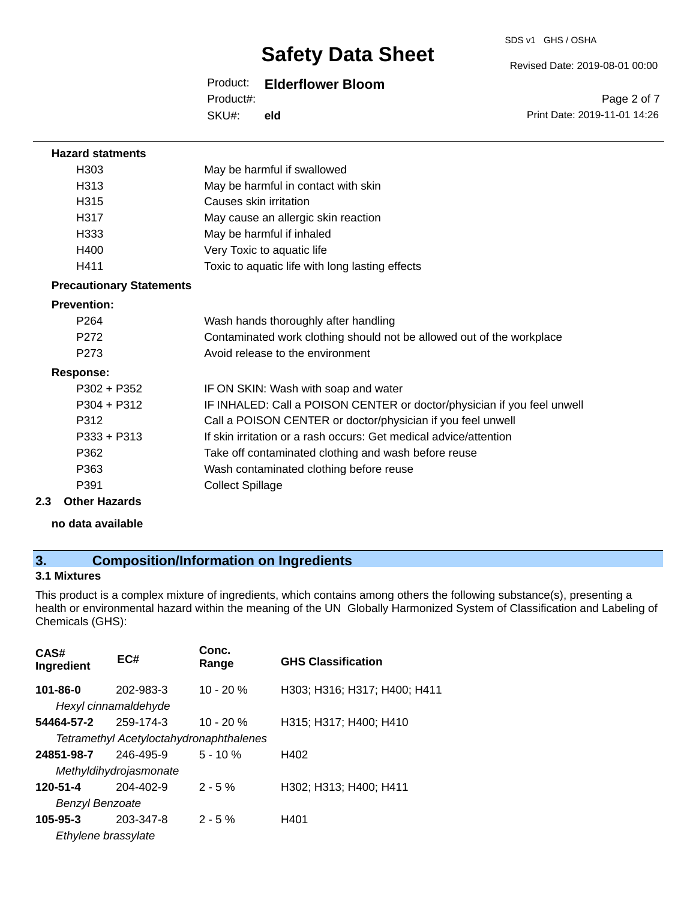**Hazard statments**

| | |
|---|---|
| H303 | May be harmful if swallowed |
| H313 | May be harmful in contact with skin |
| H315 | Causes skin irritation |
| H317 | May cause an allergic skin reaction |
| H333 | May be harmful if inhaled |
| H400 | Very Toxic to aquatic life |
| H411 | Toxic to aquatic life with long lasting effects |

**Precautionary Statements**

**Prevention:**

| | |
|---|---|
| P264 | Wash hands thoroughly after handling |
| P272 | Contaminated work clothing should not be allowed out of the workplace |
| P273 | Avoid release to the environment |

**Response:**

| | |
|---|---|
| P302 + P352 | IF ON SKIN: Wash with soap and water |
| P304 + P312 | IF INHALED: Call a POISON CENTER or doctor/physician if you feel unwell |
| P312 | Call a POISON CENTER or doctor/physician if you feel unwell |
| P333 + P313 | If skin irritation or a rash occurs: Get medical advice/attention |
| P362 | Take off contaminated clothing and wash before reuse |
| P363 | Wash contaminated clothing before reuse |
| P391 | Collect Spillage |

### 2.3 Other Hazards

**no data available**

## 3. Composition/Information on Ingredients

### 3.1 Mixtures

This product is a complex mixture of ingredients, which contains among others the following substance(s), presenting a health or environmental hazard within the meaning of the UN Globally Harmonized System of Classification and Labeling of Chemicals (GHS):

| CAS# Ingredient | EC# | Conc. Range | GHS Classification |
|---|---|---|---|
| **101-86-0** | 202-983-3 | 10 - 20 % | H303; H316; H317; H400; H411 |
| *Hexyl cinnamaldehyde* | | | |
| **54464-57-2** | 259-174-3 | 10 - 20 % | H315; H317; H400; H410 |
| *Tetramethyl Acetyloctahydronaphthalenes* | | | |
| **24851-98-7** | 246-495-9 | 5 - 10 % | H402 |
| *Methyldihydrojasmonate* | | | |
| **120-51-4** | 204-402-9 | 2 - 5 % | H302; H313; H400; H411 |
| *Benzyl Benzoate* | | | |
| **105-95-3** | 203-347-8 | 2 - 5 % | H401 |
| *Ethylene brassylate* | | | |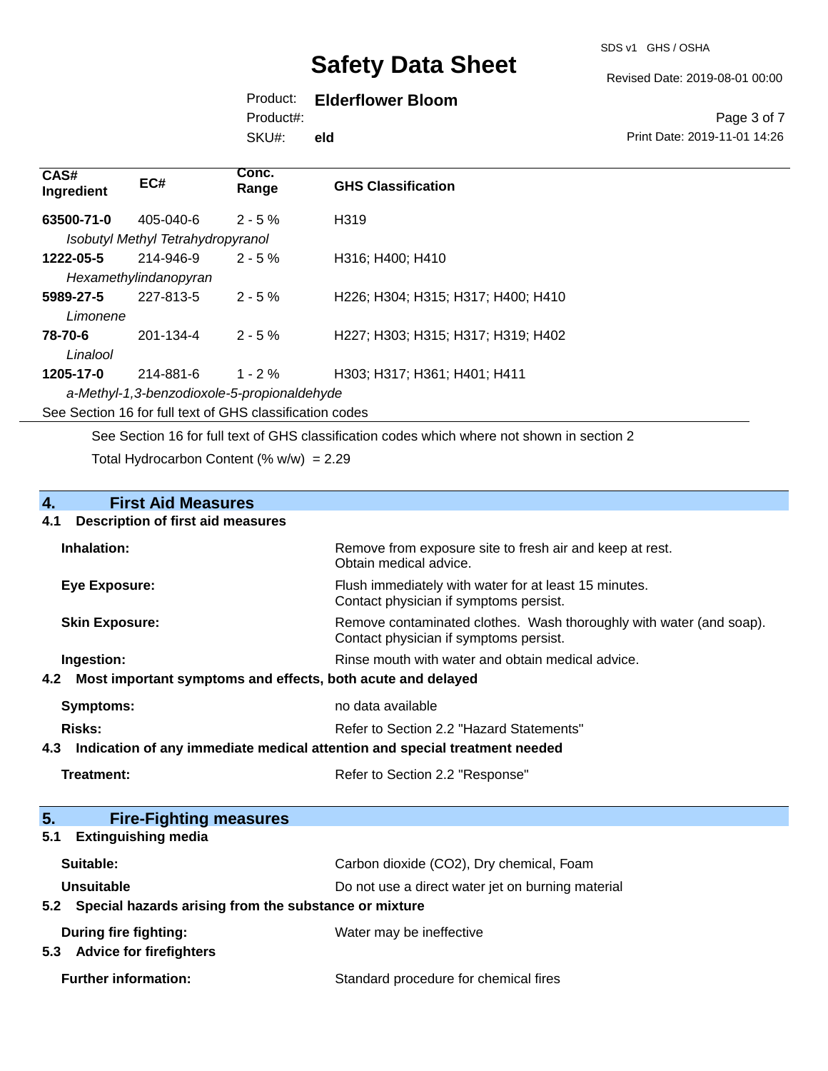| CAS# Ingredient | EC# | Conc. Range | GHS Classification |
|---|---|---|---|
| **63500-71-0** | 405-040-6 | 2 - 5 % | H319 |
| *Isobutyl Methyl Tetrahydropyranol* | | | |
| **1222-05-5** | 214-946-9 | 2 - 5 % | H316; H400; H410 |
| *Hexamethylindanopyran* | | | |
| **5989-27-5** | 227-813-5 | 2 - 5 % | H226; H304; H315; H317; H400; H410 |
| *Limonene* | | | |
| **78-70-6** | 201-134-4 | 2 - 5 % | H227; H303; H315; H317; H319; H402 |
| *Linalool* | | | |
| **1205-17-0** | 214-881-6 | 1 - 2 % | H303; H317; H361; H401; H411 |
| *a-Methyl-1,3-benzodioxole-5-propionaldehyde* | | | |

See Section 16 for full text of GHS classification codes

See Section 16 for full text of GHS classification codes which where not shown in section 2

Total Hydrocarbon Content (% w/w) = 2.29

## 4. First Aid Measures

### 4.1 Description of first aid measures

**Inhalation:** Remove from exposure site to fresh air and keep at rest. Obtain medical advice.

**Eye Exposure:** Flush immediately with water for at least 15 minutes. Contact physician if symptoms persist.

**Skin Exposure:** Remove contaminated clothes. Wash thoroughly with water (and soap). Contact physician if symptoms persist.

**Ingestion:** Rinse mouth with water and obtain medical advice.

### 4.2 Most important symptoms and effects, both acute and delayed

**Symptoms:** no data available

**Risks:** Refer to Section 2.2 "Hazard Statements"

### 4.3 Indication of any immediate medical attention and special treatment needed

**Treatment:** Refer to Section 2.2 "Response"

## 5. Fire-Fighting measures

### 5.1 Extinguishing media

**Suitable:** Carbon dioxide ($CO_2$), Dry chemical, Foam

**Unsuitable** Do not use a direct water jet on burning material

### 5.2 Special hazards arising from the substance or mixture

**During fire fighting:** Water may be ineffective

### 5.3 Advice for firefighters

**Further information:** Standard procedure for chemical fires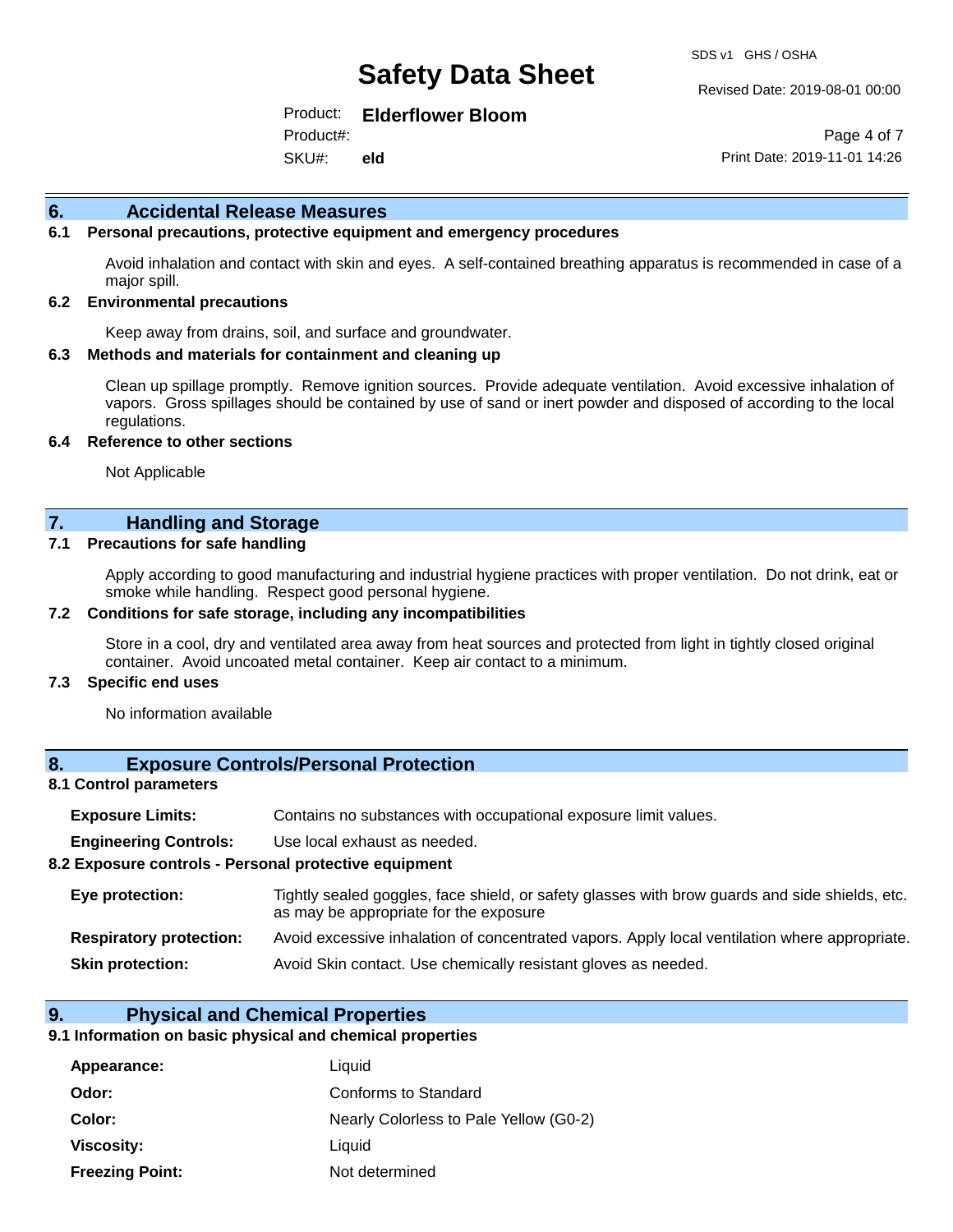## 6. Accidental Release Measures

### 6.1 Personal precautions, protective equipment and emergency procedures

Avoid inhalation and contact with skin and eyes. A self-contained breathing apparatus is recommended in case of a major spill.

### 6.2 Environmental precautions

Keep away from drains, soil, and surface and groundwater.

### 6.3 Methods and materials for containment and cleaning up

Clean up spillage promptly. Remove ignition sources. Provide adequate ventilation. Avoid excessive inhalation of vapors. Gross spillages should be contained by use of sand or inert powder and disposed of according to the local regulations.

### 6.4 Reference to other sections

Not Applicable

## 7. Handling and Storage

### 7.1 Precautions for safe handling

Apply according to good manufacturing and industrial hygiene practices with proper ventilation. Do not drink, eat or smoke while handling. Respect good personal hygiene.

### 7.2 Conditions for safe storage, including any incompatibilities

Store in a cool, dry and ventilated area away from heat sources and protected from light in tightly closed original container. Avoid uncoated metal container. Keep air contact to a minimum.

### 7.3 Specific end uses

No information available

## 8. Exposure Controls/Personal Protection

### 8.1 Control parameters

**Exposure Limits:** Contains no substances with occupational exposure limit values.

**Engineering Controls:** Use local exhaust as needed.

### 8.2 Exposure controls - Personal protective equipment

**Eye protection:** Tightly sealed goggles, face shield, or safety glasses with brow guards and side shields, etc. as may be appropriate for the exposure

**Respiratory protection:** Avoid excessive inhalation of concentrated vapors. Apply local ventilation where appropriate.

**Skin protection:** Avoid Skin contact. Use chemically resistant gloves as needed.

## 9. Physical and Chemical Properties

### 9.1 Information on basic physical and chemical properties

**Appearance:** Liquid

**Odor:** Conforms to Standard

**Color:** Nearly Colorless to Pale Yellow (G0-2)

**Viscosity:** Liquid

**Freezing Point:** Not determined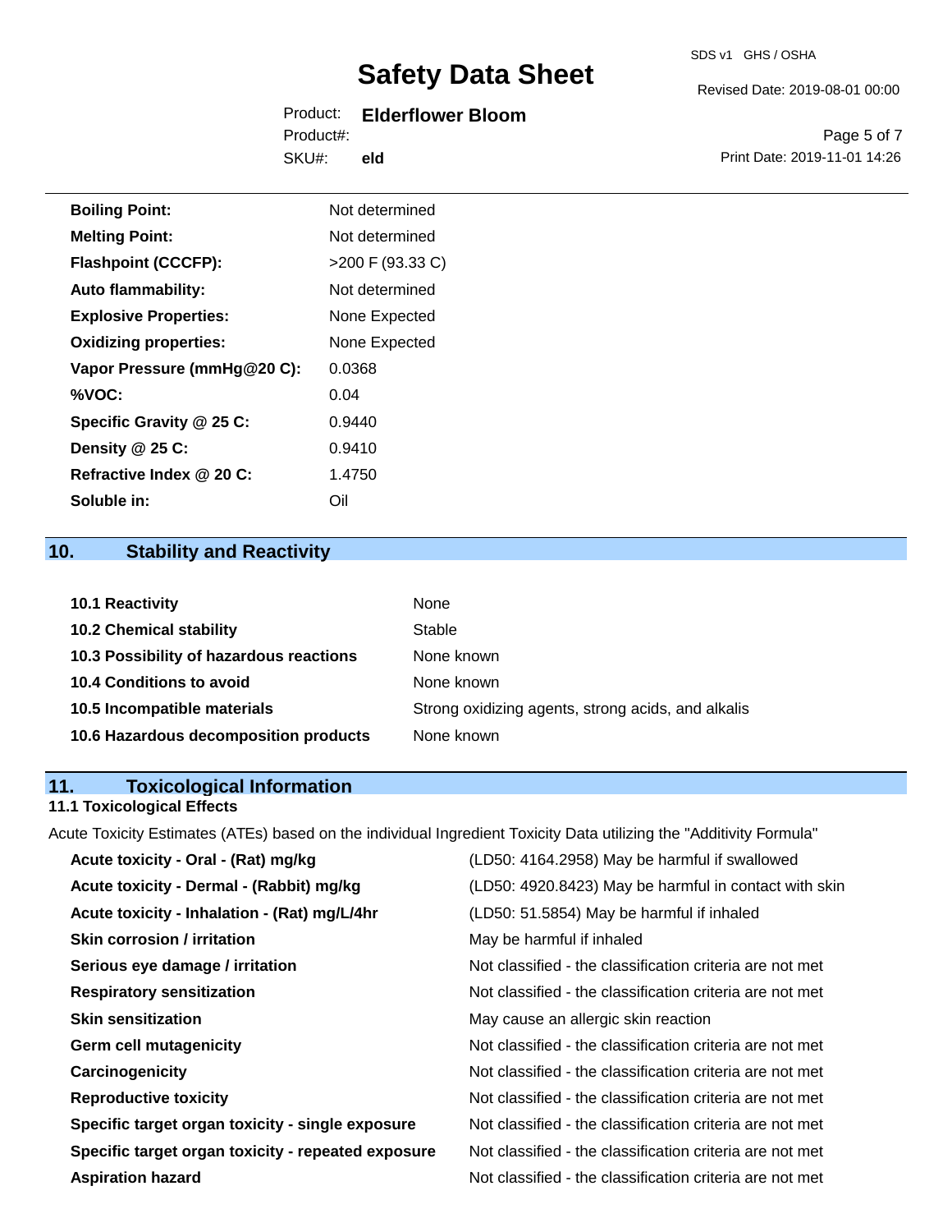| | |
|---|---|
| **Boiling Point:** | Not determined |
| **Melting Point:** | Not determined |
| **Flashpoint (CCCFP):** | >200 F (93.33 C) |
| **Auto flammability:** | Not determined |
| **Explosive Properties:** | None Expected |
| **Oxidizing properties:** | None Expected |
| **Vapor Pressure (mmHg@20 C):** | 0.0368 |
| **%VOC:** | 0.04 |
| **Specific Gravity @ 25 C:** | 0.9440 |
| **Density @ 25 C:** | 0.9410 |
| **Refractive Index @ 20 C:** | 1.4750 |
| **Soluble in:** | Oil |

## 10. Stability and Reactivity

| | |
|---|---|
| **10.1 Reactivity** | None |
| **10.2 Chemical stability** | Stable |
| **10.3 Possibility of hazardous reactions** | None known |
| **10.4 Conditions to avoid** | None known |
| **10.5 Incompatible materials** | Strong oxidizing agents, strong acids, and alkalis |
| **10.6 Hazardous decomposition products** | None known |

## 11. Toxicological Information

### 11.1 Toxicological Effects

Acute Toxicity Estimates (ATEs) based on the individual Ingredient Toxicity Data utilizing the "Additivity Formula"

| | |
|---|---|
| **Acute toxicity - Oral - (Rat) mg/kg** | (LD50: 4164.2958) May be harmful if swallowed |
| **Acute toxicity - Dermal - (Rabbit) mg/kg** | (LD50: 4920.8423) May be harmful in contact with skin |
| **Acute toxicity - Inhalation - (Rat) mg/L/4hr** | (LD50: 51.5854) May be harmful if inhaled |
| **Skin corrosion / irritation** | May be harmful if inhaled |
| **Serious eye damage / irritation** | Not classified - the classification criteria are not met |
| **Respiratory sensitization** | Not classified - the classification criteria are not met |
| **Skin sensitization** | May cause an allergic skin reaction |
| **Germ cell mutagenicity** | Not classified - the classification criteria are not met |
| **Carcinogenicity** | Not classified - the classification criteria are not met |
| **Reproductive toxicity** | Not classified - the classification criteria are not met |
| **Specific target organ toxicity - single exposure** | Not classified - the classification criteria are not met |
| **Specific target organ toxicity - repeated exposure** | Not classified - the classification criteria are not met |
| **Aspiration hazard** | Not classified - the classification criteria are not met |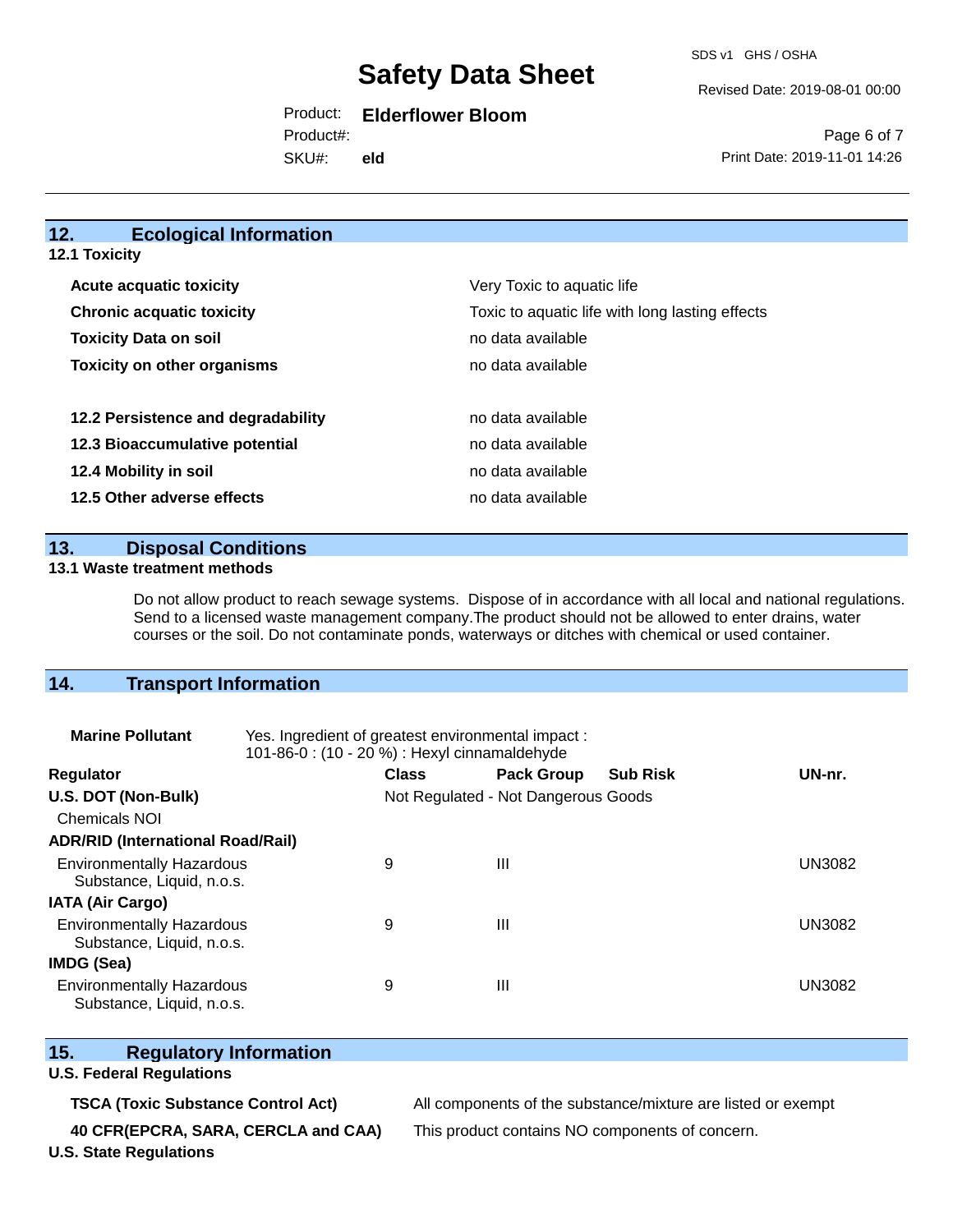## 12. Ecological Information

### 12.1 Toxicity

| | |
|---|---|
| **Acute acquatic toxicity** | Very Toxic to aquatic life |
| **Chronic acquatic toxicity** | Toxic to aquatic life with long lasting effects |
| **Toxicity Data on soil** | no data available |
| **Toxicity on other organisms** | no data available |

| | |
|---|---|
| **12.2 Persistence and degradability** | no data available |
| **12.3 Bioaccumulative potential** | no data available |
| **12.4 Mobility in soil** | no data available |
| **12.5 Other adverse effects** | no data available |

## 13. Disposal Conditions

### 13.1 Waste treatment methods

Do not allow product to reach sewage systems. Dispose of in accordance with all local and national regulations. Send to a licensed waste management company.The product should not be allowed to enter drains, water courses or the soil. Do not contaminate ponds, waterways or ditches with chemical or used container.

## 14. Transport Information

**Marine Pollutant** Yes. Ingredient of greatest environmental impact : 101-86-0 : (10 - 20 %) : Hexyl cinnamaldehyde

| Regulator | Class | Pack Group | Sub Risk | UN-nr. |
|---|---|---|---|---|
| **U.S. DOT (Non-Bulk)** | Not Regulated - Not Dangerous Goods | | | |
| Chemicals NOI | | | | |
| **ADR/RID (International Road/Rail)** | | | | |
| Environmentally Hazardous Substance, Liquid, n.o.s. | 9 | III | | UN3082 |
| **IATA (Air Cargo)** | | | | |
| Environmentally Hazardous Substance, Liquid, n.o.s. | 9 | III | | UN3082 |
| **IMDG (Sea)** | | | | |
| Environmentally Hazardous Substance, Liquid, n.o.s. | 9 | III | | UN3082 |

## 15. Regulatory Information

**U.S. Federal Regulations**

| | |
|---|---|
| **TSCA (Toxic Substance Control Act)** | All components of the substance/mixture are listed or exempt |
| **40 CFR(EPCRA, SARA, CERCLA and CAA)** | This product contains NO components of concern. |

**U.S. State Regulations**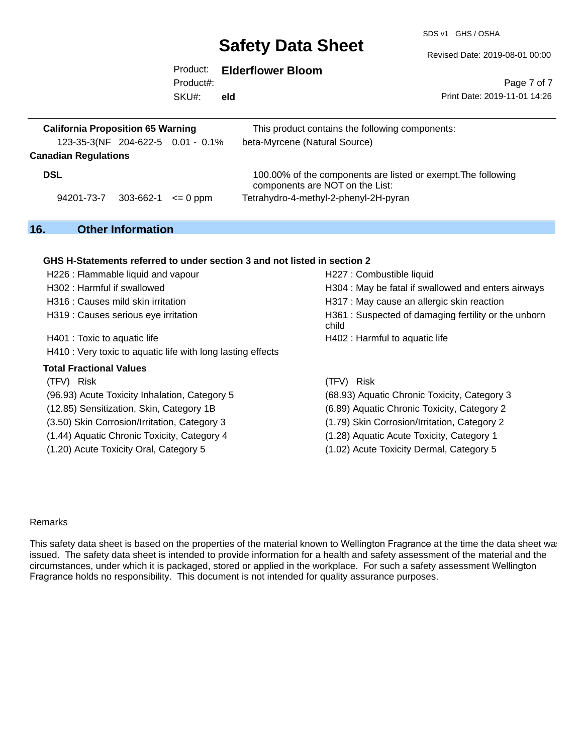**California Proposition 65 Warning** — This product contains the following components:

| | | | |
|---|---|---|---|
| 123-35-3(NF | 204-622-5 | 0.01 - 0.1% | beta-Myrcene (Natural Source) |

**Canadian Regulations**

**DSL** — 100.00% of the components are listed or exempt.The following components are NOT on the List:

| | | | |
|---|---|---|---|
| 94201-73-7 | 303-662-1 | <= 0 ppm | Tetrahydro-4-methyl-2-phenyl-2H-pyran |

## 16. Other Information

**GHS H-Statements referred to under section 3 and not listed in section 2**

H226 : Flammable liquid and vapour
H227 : Combustible liquid
H302 : Harmful if swallowed
H304 : May be fatal if swallowed and enters airways
H316 : Causes mild skin irritation
H317 : May cause an allergic skin reaction
H319 : Causes serious eye irritation
H361 : Suspected of damaging fertility or the unborn child
H401 : Toxic to aquatic life
H402 : Harmful to aquatic life
H410 : Very toxic to aquatic life with long lasting effects

**Total Fractional Values**

| (TFV) Risk | (TFV) Risk |
|---|---|
| (96.93) Acute Toxicity Inhalation, Category 5 | (68.93) Aquatic Chronic Toxicity, Category 3 |
| (12.85) Sensitization, Skin, Category 1B | (6.89) Aquatic Chronic Toxicity, Category 2 |
| (3.50) Skin Corrosion/Irritation, Category 3 | (1.79) Skin Corrosion/Irritation, Category 2 |
| (1.44) Aquatic Chronic Toxicity, Category 4 | (1.28) Aquatic Acute Toxicity, Category 1 |
| (1.20) Acute Toxicity Oral, Category 5 | (1.02) Acute Toxicity Dermal, Category 5 |

Remarks

This safety data sheet is based on the properties of the material known to Wellington Fragrance at the time the data sheet was issued. The safety data sheet is intended to provide information for a health and safety assessment of the material and the circumstances, under which it is packaged, stored or applied in the workplace. For such a safety assessment Wellington Fragrance holds no responsibility. This document is not intended for quality assurance purposes.